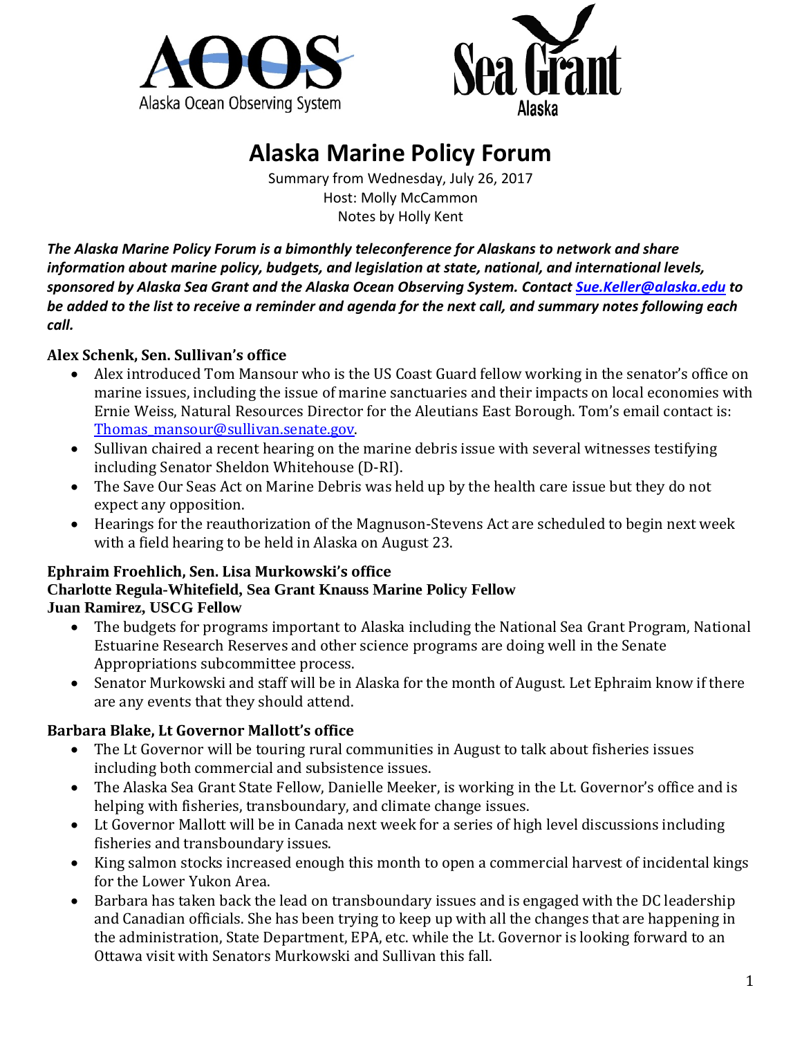# Alaska Marine Policy Forum

Summary from Wednesday, July 26, 2017
Host: Molly McCammon
Notes by Holly Kent

***The Alaska Marine Policy Forum is a bimonthly teleconference for Alaskans to network and share information about marine policy, budgets, and legislation at state, national, and international levels, sponsored by Alaska Sea Grant and the Alaska Ocean Observing System. Contact [Sue.Keller@alaska.edu](mailto:Sue.Keller@alaska.edu) to be added to the list to receive a reminder and agenda for the next call, and summary notes following each call.***

**Alex Schenk, Sen. Sullivan's office**

- Alex introduced Tom Mansour who is the US Coast Guard fellow working in the senator's office on marine issues, including the issue of marine sanctuaries and their impacts on local economies with Ernie Weiss, Natural Resources Director for the Aleutians East Borough. Tom's email contact is: [Thomas_mansour@sullivan.senate.gov](mailto:Thomas_mansour@sullivan.senate.gov).
- Sullivan chaired a recent hearing on the marine debris issue with several witnesses testifying including Senator Sheldon Whitehouse (D-RI).
- The Save Our Seas Act on Marine Debris was held up by the health care issue but they do not expect any opposition.
- Hearings for the reauthorization of the Magnuson-Stevens Act are scheduled to begin next week with a field hearing to be held in Alaska on August 23.

**Ephraim Froehlich, Sen. Lisa Murkowski's office**
**Charlotte Regula-Whitefield, Sea Grant Knauss Marine Policy Fellow**
**Juan Ramirez, USCG Fellow**

- The budgets for programs important to Alaska including the National Sea Grant Program, National Estuarine Research Reserves and other science programs are doing well in the Senate Appropriations subcommittee process.
- Senator Murkowski and staff will be in Alaska for the month of August. Let Ephraim know if there are any events that they should attend.

**Barbara Blake, Lt Governor Mallott's office**

- The Lt Governor will be touring rural communities in August to talk about fisheries issues including both commercial and subsistence issues.
- The Alaska Sea Grant State Fellow, Danielle Meeker, is working in the Lt. Governor's office and is helping with fisheries, transboundary, and climate change issues.
- Lt Governor Mallott will be in Canada next week for a series of high level discussions including fisheries and transboundary issues.
- King salmon stocks increased enough this month to open a commercial harvest of incidental kings for the Lower Yukon Area.
- Barbara has taken back the lead on transboundary issues and is engaged with the DC leadership and Canadian officials. She has been trying to keep up with all the changes that are happening in the administration, State Department, EPA, etc. while the Lt. Governor is looking forward to an Ottawa visit with Senators Murkowski and Sullivan this fall.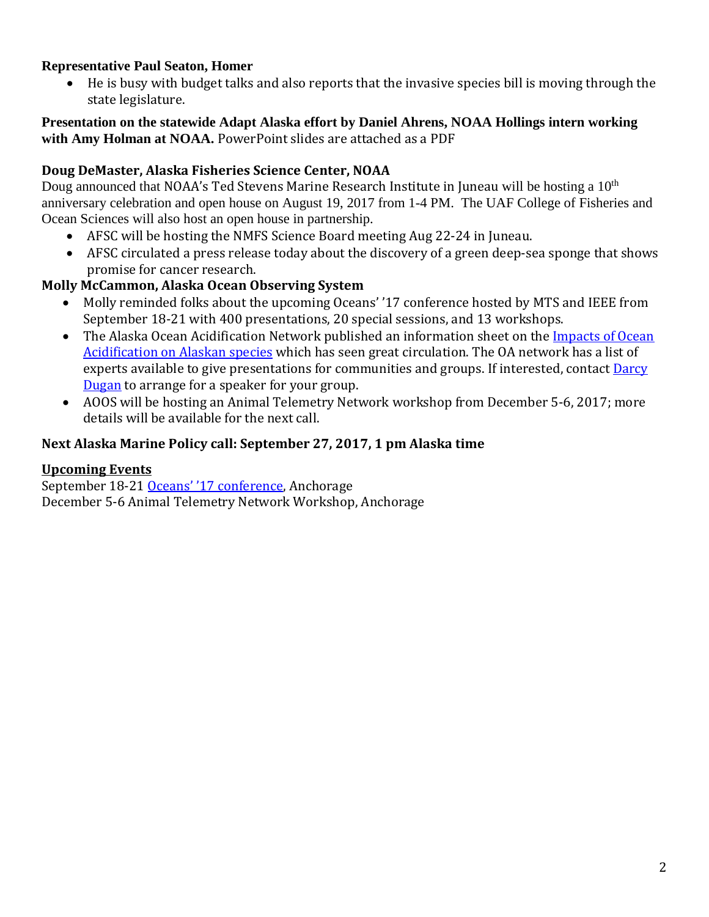**Representative Paul Seaton, Homer**

- He is busy with budget talks and also reports that the invasive species bill is moving through the state legislature.

**Presentation on the statewide Adapt Alaska effort by Daniel Ahrens, NOAA Hollings intern working with Amy Holman at NOAA.** PowerPoint slides are attached as a PDF

**Doug DeMaster, Alaska Fisheries Science Center, NOAA**

Doug announced that NOAA's Ted Stevens Marine Research Institute in Juneau will be hosting a 10th anniversary celebration and open house on August 19, 2017 from 1-4 PM. The UAF College of Fisheries and Ocean Sciences will also host an open house in partnership.

- AFSC will be hosting the NMFS Science Board meeting Aug 22-24 in Juneau.
- AFSC circulated a press release today about the discovery of a green deep-sea sponge that shows promise for cancer research.

**Molly McCammon, Alaska Ocean Observing System**

- Molly reminded folks about the upcoming Oceans' '17 conference hosted by MTS and IEEE from September 18-21 with 400 presentations, 20 special sessions, and 13 workshops.
- The Alaska Ocean Acidification Network published an information sheet on the Impacts of Ocean Acidification on Alaskan species which has seen great circulation. The OA network has a list of experts available to give presentations for communities and groups. If interested, contact Darcy Dugan to arrange for a speaker for your group.
- AOOS will be hosting an Animal Telemetry Network workshop from December 5-6, 2017; more details will be available for the next call.

**Next Alaska Marine Policy call: September 27, 2017, 1 pm Alaska time**

**Upcoming Events**

September 18-21 Oceans' '17 conference, Anchorage
December 5-6 Animal Telemetry Network Workshop, Anchorage